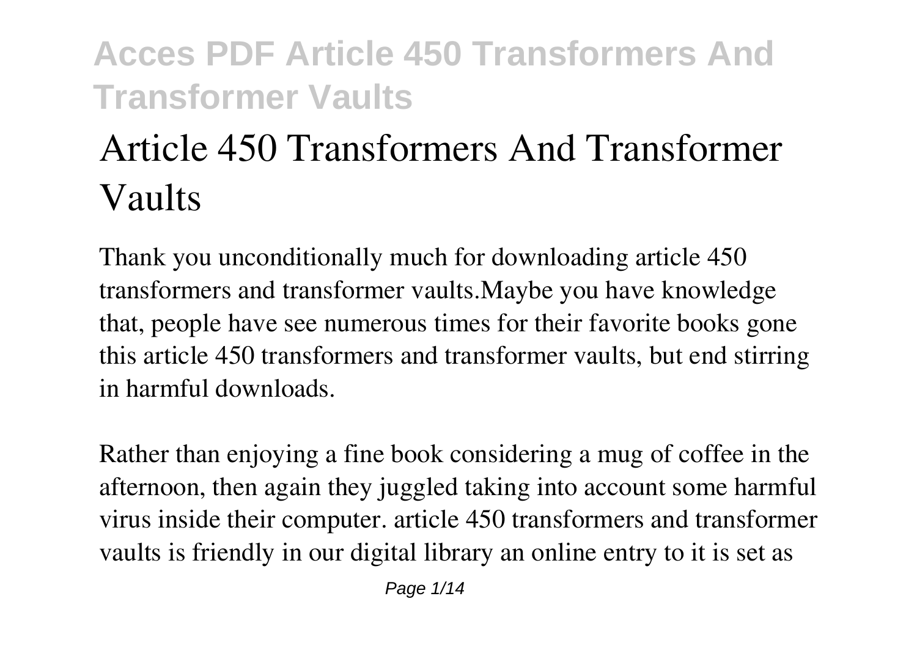# Article 450 Transformers And Transformer Vaults

Thank you unconditionally much for downloading article 450 transformers and transformer vaults.Maybe you have knowledge that, people have see numerous times for their favorite books gone this article 450 transformers and transformer vaults, but end stirring in harmful downloads.

Rather than enjoying a fine book considering a mug of coffee in the afternoon, then again they juggled taking into account some harmful virus inside their computer. article 450 transformers and transformer vaults is friendly in our digital library an online entry to it is set as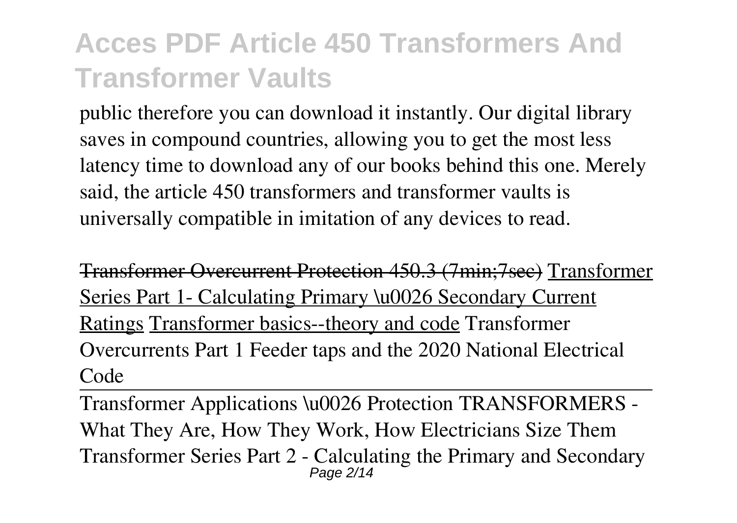public therefore you can download it instantly. Our digital library saves in compound countries, allowing you to get the most less latency time to download any of our books behind this one. Merely said, the article 450 transformers and transformer vaults is universally compatible in imitation of any devices to read.

~~Transformer Overcurrent Protection 450.3 (7min;7sec)~~ Transformer Series Part 1- Calculating Primary \u0026 Secondary Current Ratings Transformer basics--theory and code Transformer Overcurrents Part 1 Feeder taps and the 2020 National Electrical Code

Transformer Applications \u0026 Protection TRANSFORMERS - What They Are, How They Work, How Electricians Size Them Transformer Series Part 2 - Calculating the Primary and Secondary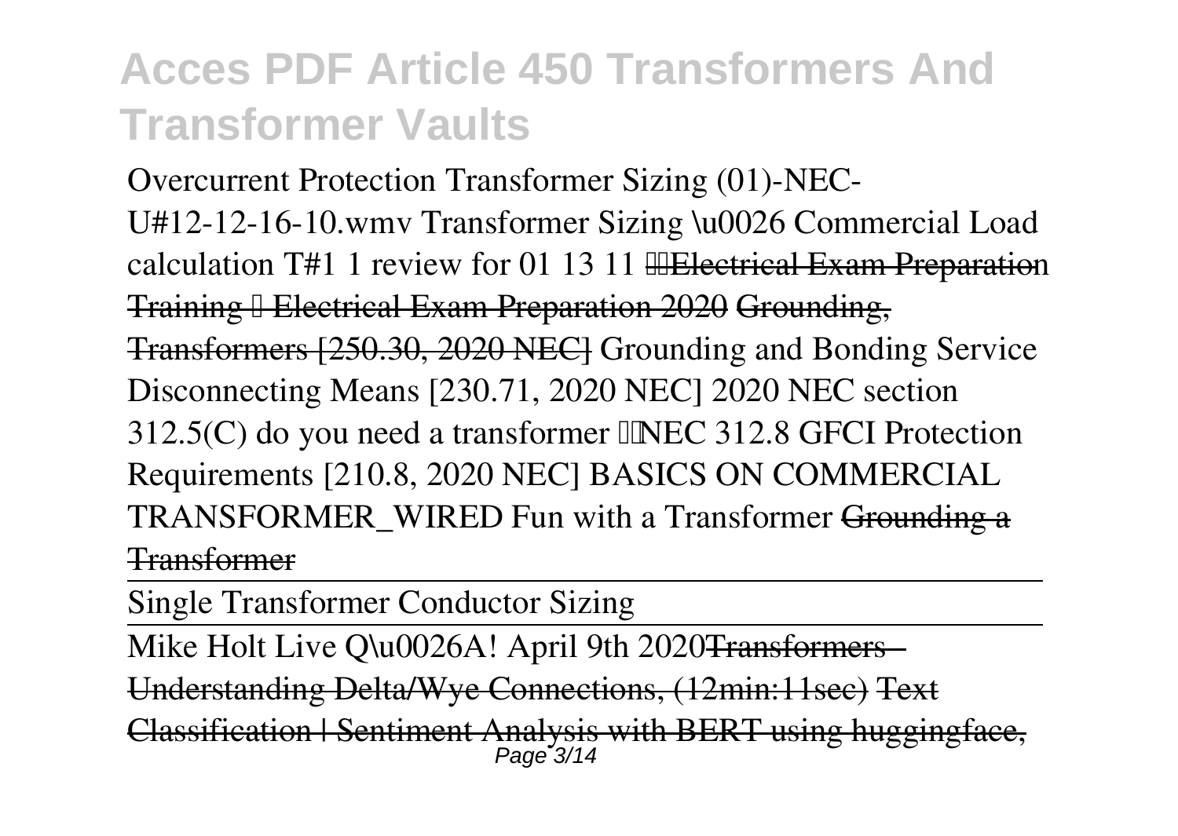Overcurrent Protection Transformer Sizing (01)-NEC-U#12-12-16-10.wmv Transformer Sizing \u0026 Commercial Load calculation T#1 1 review for 01 13 11 Electrical Exam Preparation Training – Electrical Exam Preparation 2020 Grounding, Transformers [250.30, 2020 NEC] Grounding and Bonding Service Disconnecting Means [230.71, 2020 NEC] 2020 NEC section 312.5(C) do you need a transformer NEC 312.8 GFCI Protection Requirements [210.8, 2020 NEC] BASICS ON COMMERCIAL TRANSFORMER_WIRED Fun with a Transformer Grounding a Transformer

Single Transformer Conductor Sizing

Mike Holt Live Q\u0026A! April 9th 2020 Transformers - Understanding Delta/Wye Connections, (12min:11sec) Text Classification | Sentiment Analysis with BERT using huggingface,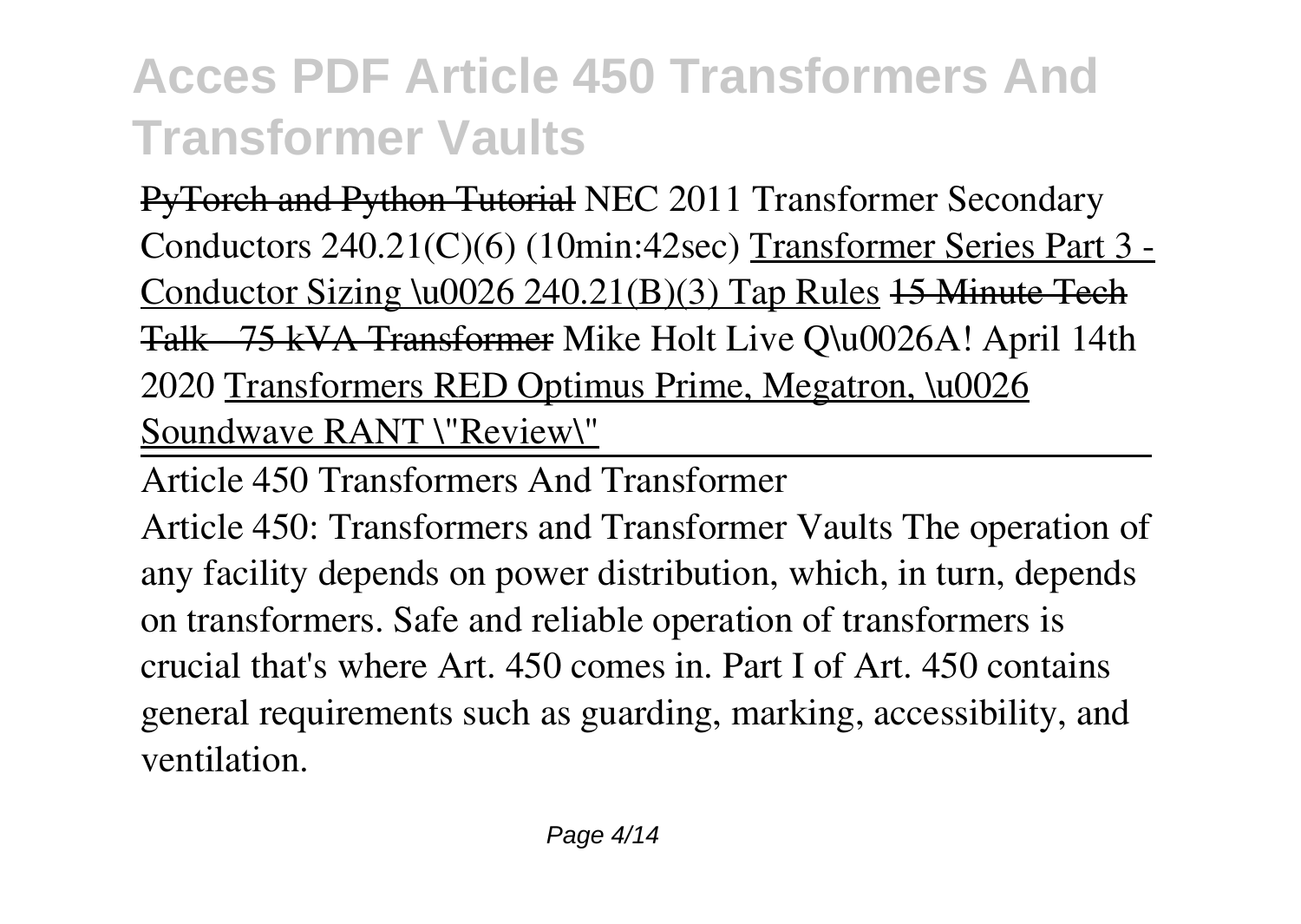PyTorch and Python Tutorial NEC 2011 Transformer Secondary Conductors 240.21(C)(6) (10min:42sec) Transformer Series Part 3 - Conductor Sizing \u0026 240.21(B)(3) Tap Rules 15 Minute Tech Talk - 75 kVA Transformer Mike Holt Live Q\u0026A! April 14th 2020 Transformers RED Optimus Prime, Megatron, \u0026 Soundwave RANT \"Review\"

## Article 450 Transformers And Transformer

Article 450: Transformers and Transformer Vaults The operation of any facility depends on power distribution, which, in turn, depends on transformers. Safe and reliable operation of transformers is crucial that's where Art. 450 comes in. Part I of Art. 450 contains general requirements such as guarding, marking, accessibility, and ventilation.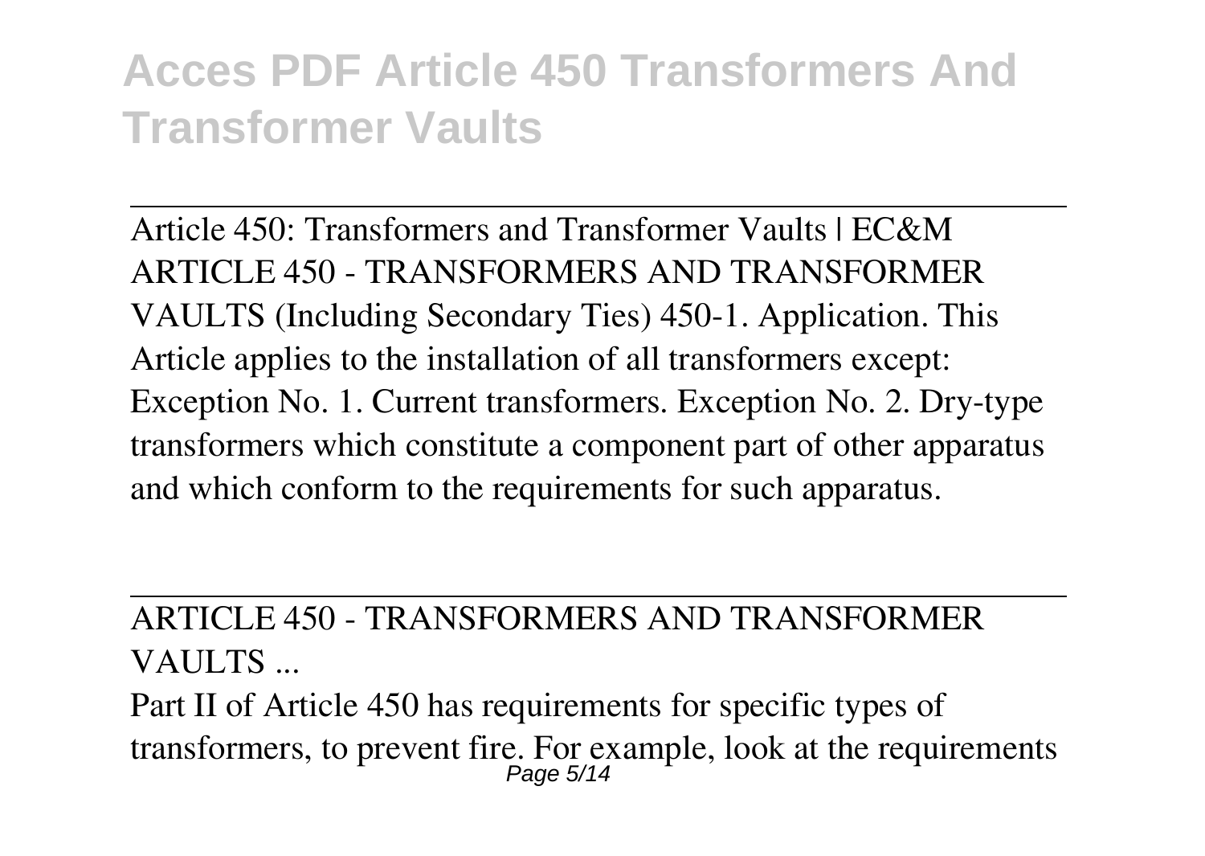Article 450: Transformers and Transformer Vaults | EC&M
ARTICLE 450 - TRANSFORMERS AND TRANSFORMER VAULTS (Including Secondary Ties) 450-1. Application. This Article applies to the installation of all transformers except: Exception No. 1. Current transformers. Exception No. 2. Dry-type transformers which constitute a component part of other apparatus and which conform to the requirements for such apparatus.

ARTICLE 450 - TRANSFORMERS AND TRANSFORMER VAULTS ...

Part II of Article 450 has requirements for specific types of transformers, to prevent fire. For example, look at the requirements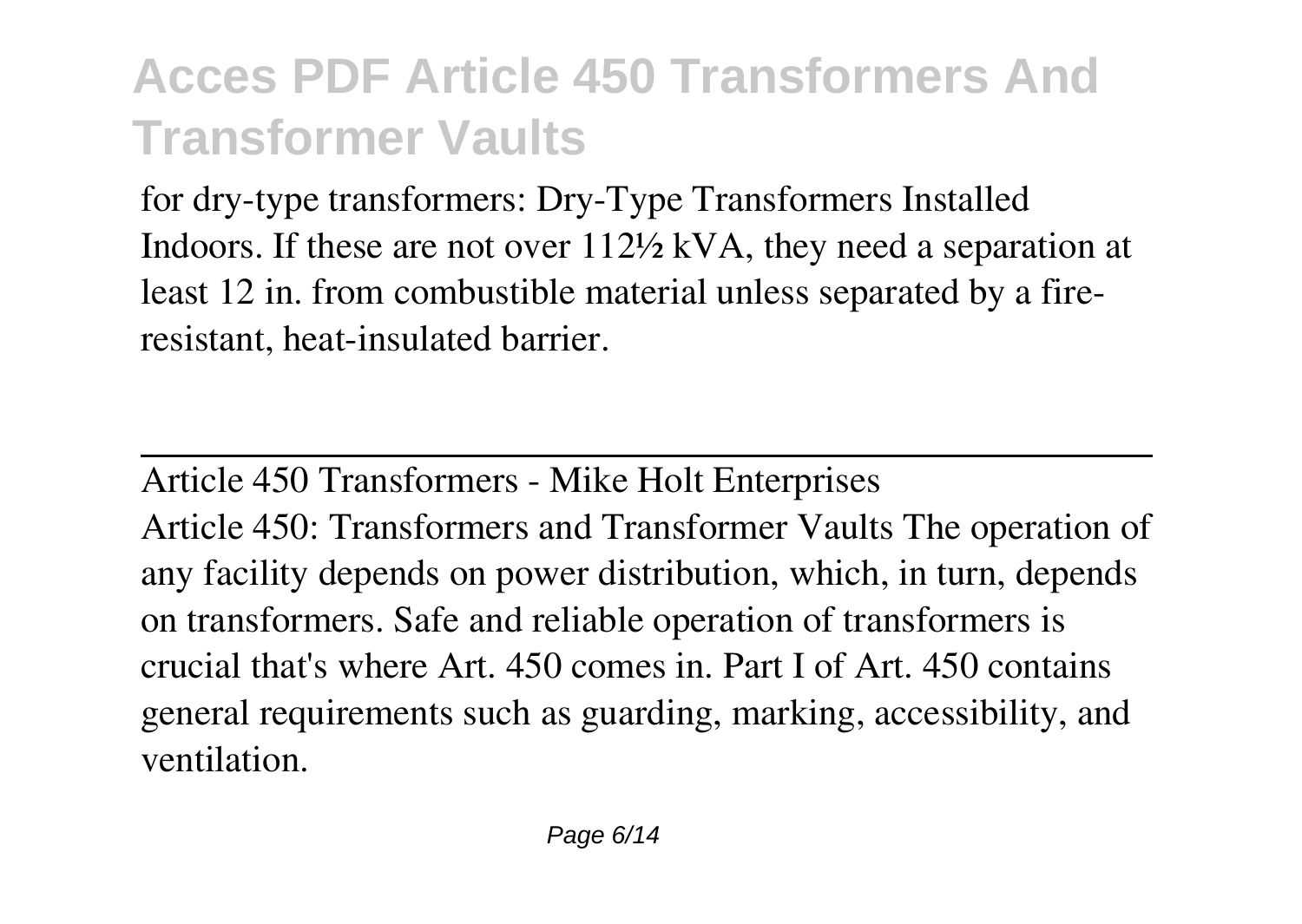for dry-type transformers: Dry-Type Transformers Installed Indoors. If these are not over 112½ kVA, they need a separation at least 12 in. from combustible material unless separated by a fire-resistant, heat-insulated barrier.

---

Article 450 Transformers - Mike Holt Enterprises

Article 450: Transformers and Transformer Vaults The operation of any facility depends on power distribution, which, in turn, depends on transformers. Safe and reliable operation of transformers is crucial that's where Art. 450 comes in. Part I of Art. 450 contains general requirements such as guarding, marking, accessibility, and ventilation.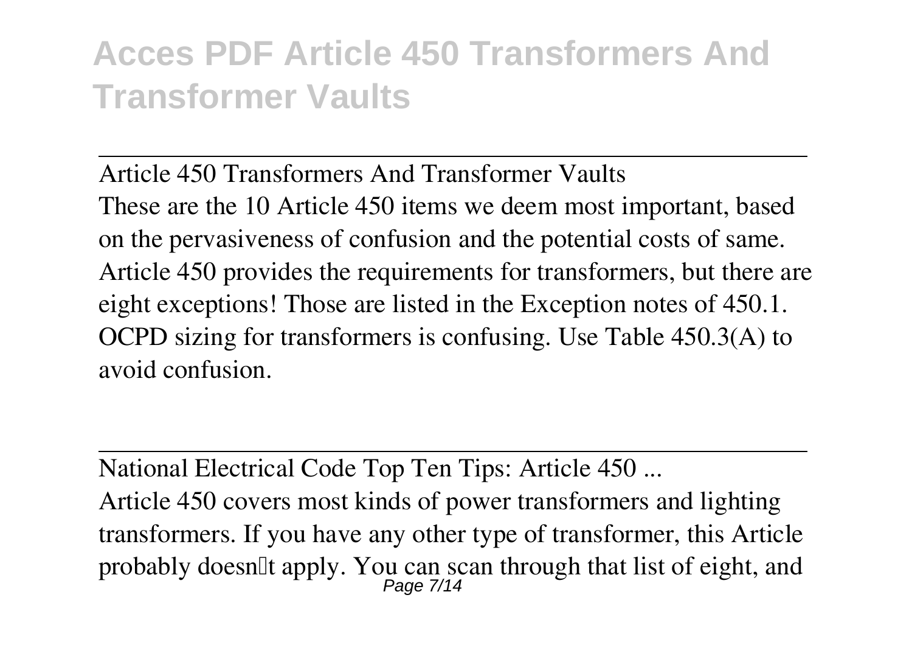Article 450 Transformers And Transformer Vaults

These are the 10 Article 450 items we deem most important, based on the pervasiveness of confusion and the potential costs of same. Article 450 provides the requirements for transformers, but there are eight exceptions! Those are listed in the Exception notes of 450.1. OCPD sizing for transformers is confusing. Use Table 450.3(A) to avoid confusion.

National Electrical Code Top Ten Tips: Article 450 ...

Article 450 covers most kinds of power transformers and lighting transformers. If you have any other type of transformer, this Article probably doesn't apply. You can scan through that list of eight, and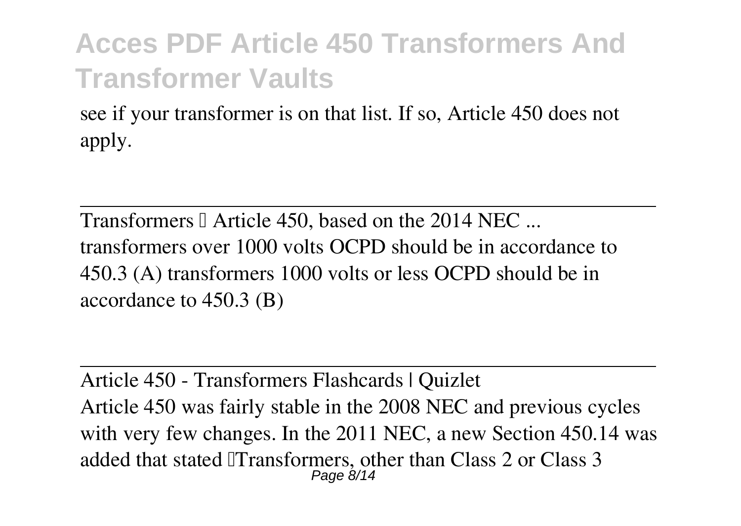see if your transformer is on that list. If so, Article 450 does not apply.

---

Transformers – Article 450, based on the 2014 NEC ...

transformers over 1000 volts OCPD should be in accordance to 450.3 (A) transformers 1000 volts or less OCPD should be in accordance to 450.3 (B)

---

Article 450 - Transformers Flashcards | Quizlet

Article 450 was fairly stable in the 2008 NEC and previous cycles with very few changes. In the 2011 NEC, a new Section 450.14 was added that stated "Transformers, other than Class 2 or Class 3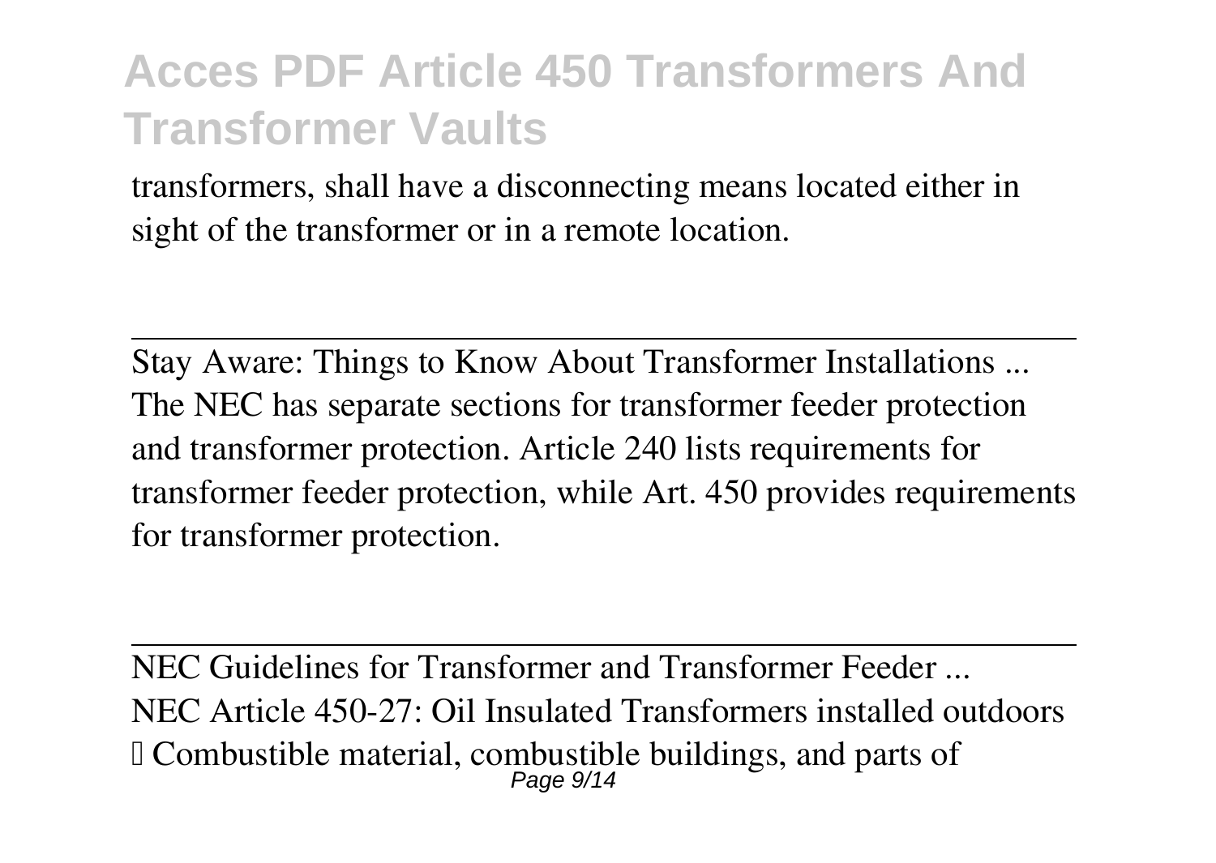transformers, shall have a disconnecting means located either in sight of the transformer or in a remote location.

---

Stay Aware: Things to Know About Transformer Installations ...

The NEC has separate sections for transformer feeder protection and transformer protection. Article 240 lists requirements for transformer feeder protection, while Art. 450 provides requirements for transformer protection.

---

NEC Guidelines for Transformer and Transformer Feeder ...

NEC Article 450-27: Oil Insulated Transformers installed outdoors  Combustible material, combustible buildings, and parts of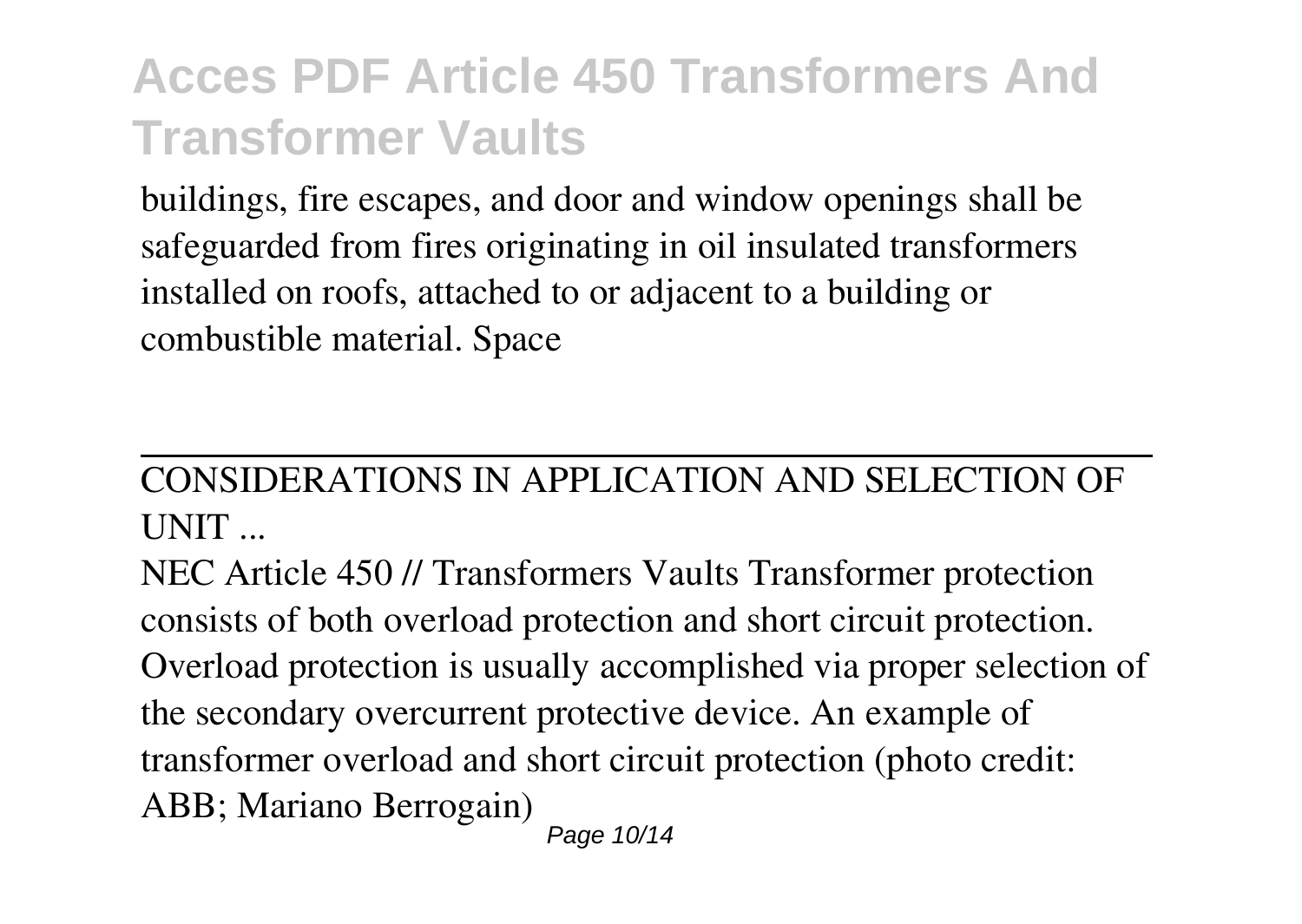buildings, fire escapes, and door and window openings shall be safeguarded from fires originating in oil insulated transformers installed on roofs, attached to or adjacent to a building or combustible material. Space

---

CONSIDERATIONS IN APPLICATION AND SELECTION OF UNIT ...

NEC Article 450 // Transformers Vaults Transformer protection consists of both overload protection and short circuit protection. Overload protection is usually accomplished via proper selection of the secondary overcurrent protective device. An example of transformer overload and short circuit protection (photo credit: ABB; Mariano Berrogain)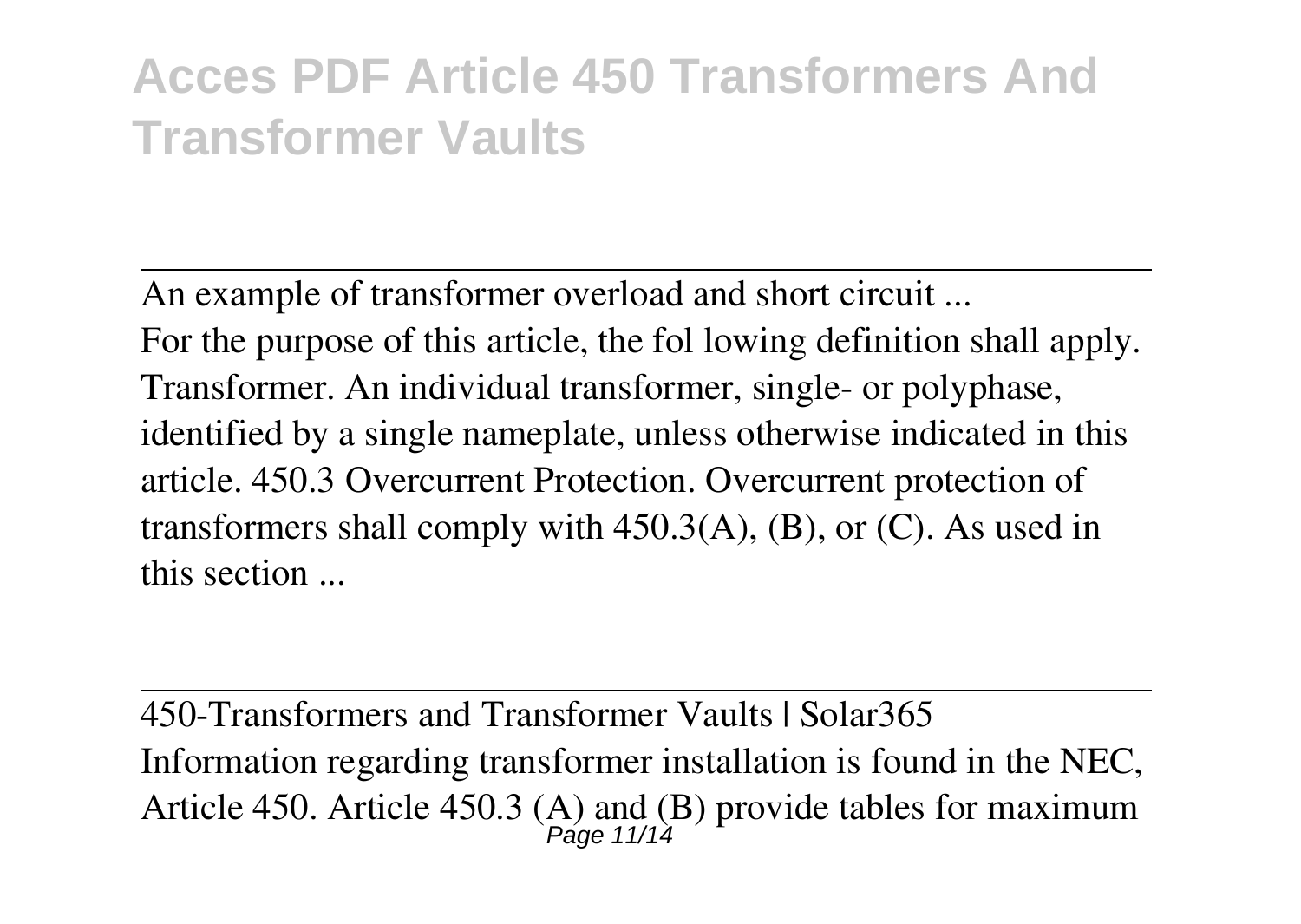An example of transformer overload and short circuit ...
For the purpose of this article, the fol lowing definition shall apply. Transformer. An individual transformer, single- or polyphase, identified by a single nameplate, unless otherwise indicated in this article. 450.3 Overcurrent Protection. Overcurrent protection of transformers shall comply with 450.3(A), (B), or (C). As used in this section ...

450-Transformers and Transformer Vaults | Solar365
Information regarding transformer installation is found in the NEC, Article 450. Article 450.3 (A) and (B) provide tables for maximum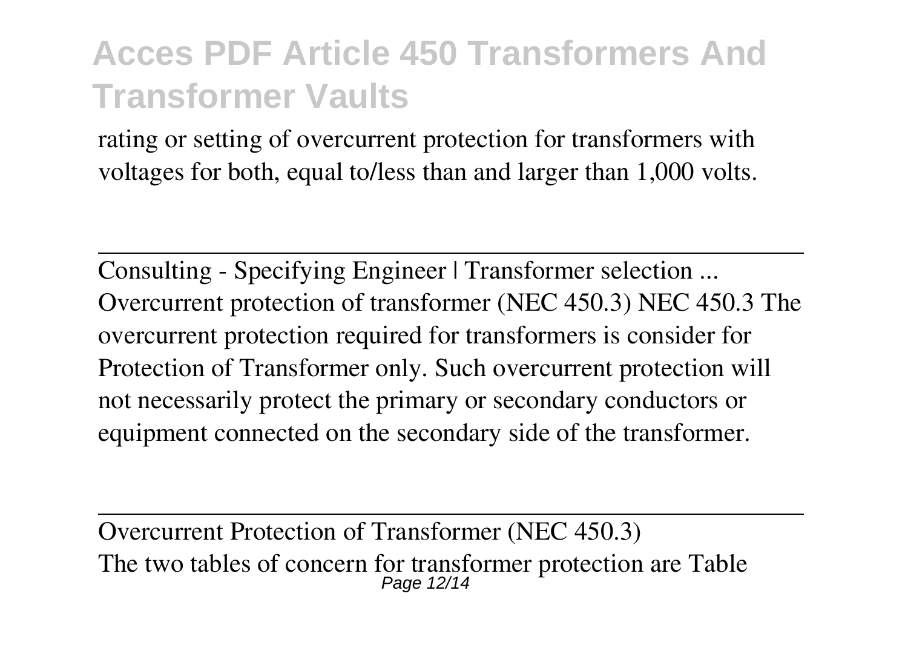rating or setting of overcurrent protection for transformers with voltages for both, equal to/less than and larger than 1,000 volts.

---

Consulting - Specifying Engineer | Transformer selection ...
Overcurrent protection of transformer (NEC 450.3) NEC 450.3 The overcurrent protection required for transformers is consider for Protection of Transformer only. Such overcurrent protection will not necessarily protect the primary or secondary conductors or equipment connected on the secondary side of the transformer.

---

Overcurrent Protection of Transformer (NEC 450.3)
The two tables of concern for transformer protection are Table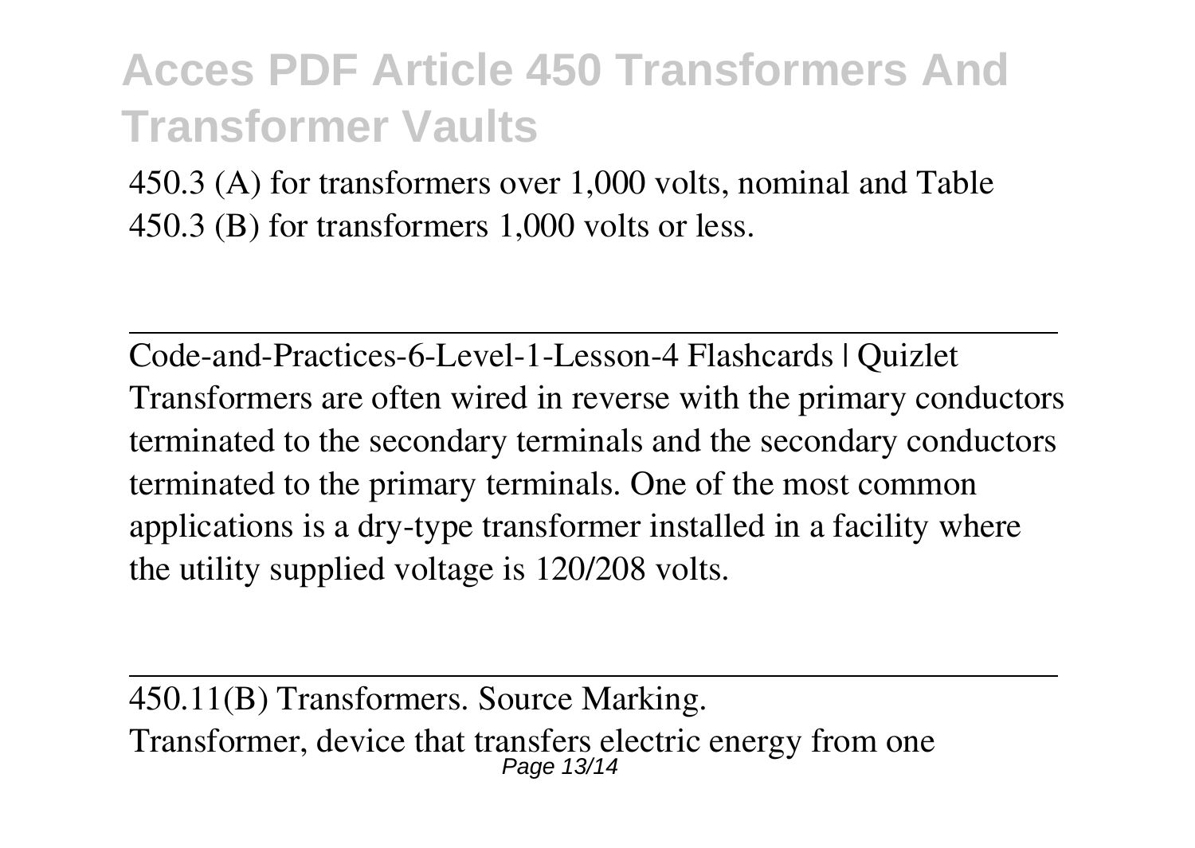450.3 (A) for transformers over 1,000 volts, nominal and Table 450.3 (B) for transformers 1,000 volts or less.

---

Code-and-Practices-6-Level-1-Lesson-4 Flashcards | Quizlet

Transformers are often wired in reverse with the primary conductors terminated to the secondary terminals and the secondary conductors terminated to the primary terminals. One of the most common applications is a dry-type transformer installed in a facility where the utility supplied voltage is 120/208 volts.

---

450.11(B) Transformers. Source Marking.

Transformer, device that transfers electric energy from one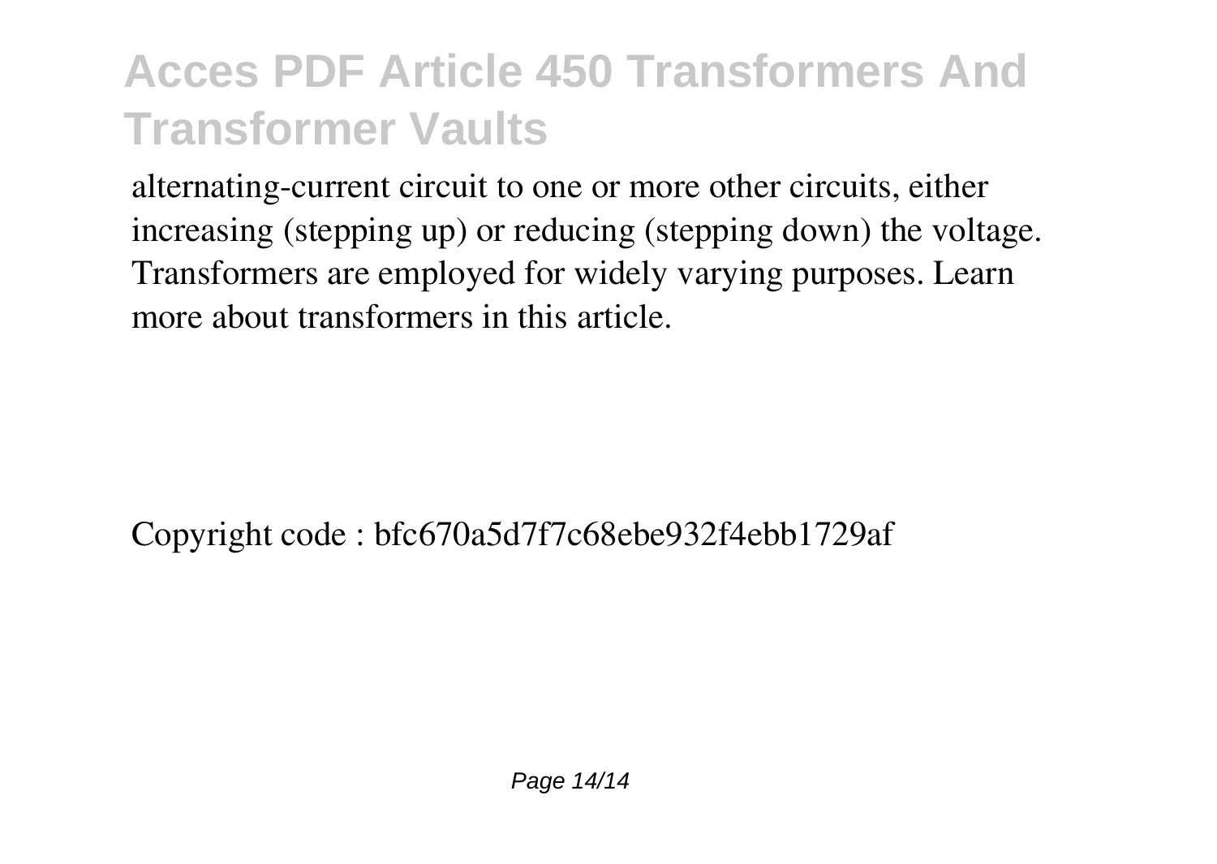alternating-current circuit to one or more other circuits, either increasing (stepping up) or reducing (stepping down) the voltage. Transformers are employed for widely varying purposes. Learn more about transformers in this article.

Copyright code : bfc670a5d7f7c68ebe932f4ebb1729af